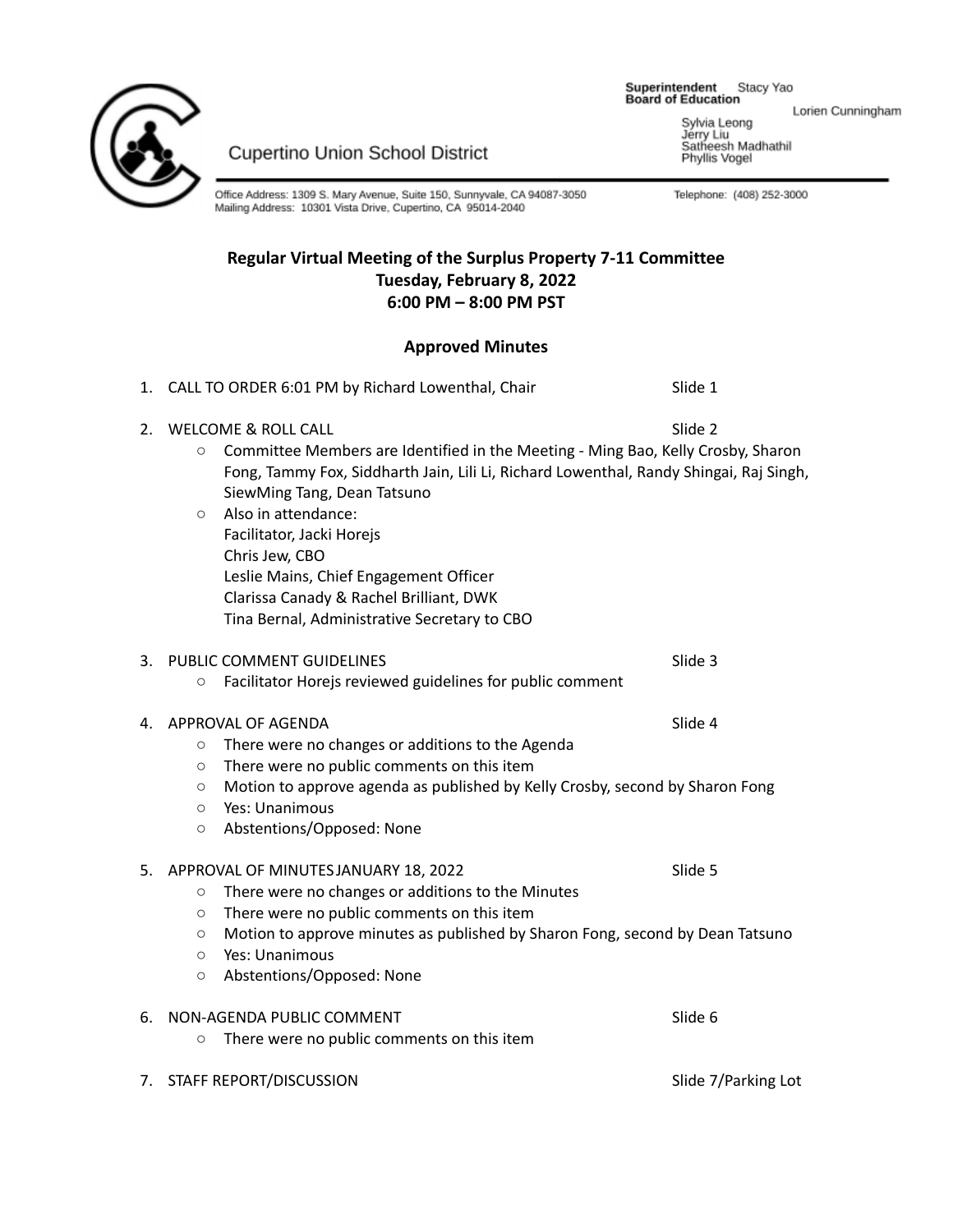Cupertino Union School District

**Superintendent** Stacy Yao
**Board of Education**
Lorien Cunningham
Sylvia Leong
Jerry Liu
Satheesh Madhathil
Phyllis Vogel

Office Address: 1309 S. Mary Avenue, Suite 150, Sunnyvale, CA 94087-3050
Mailing Address: 10301 Vista Drive, Cupertino, CA 95014-2040

Telephone: (408) 252-3000

**Regular Virtual Meeting of the Surplus Property 7-11 Committee**
**Tuesday, February 8, 2022**
**6:00 PM – 8:00 PM PST**

**Approved Minutes**

1. CALL TO ORDER 6:01 PM by Richard Lowenthal, Chair — Slide 1

2. WELCOME & ROLL CALL — Slide 2
   - Committee Members are Identified in the Meeting - Ming Bao, Kelly Crosby, Sharon Fong, Tammy Fox, Siddharth Jain, Lili Li, Richard Lowenthal, Randy Shingai, Raj Singh, SiewMing Tang, Dean Tatsuno
   - Also in attendance:
     Facilitator, Jacki Horejs
     Chris Jew, CBO
     Leslie Mains, Chief Engagement Officer
     Clarissa Canady & Rachel Brilliant, DWK
     Tina Bernal, Administrative Secretary to CBO

3. PUBLIC COMMENT GUIDELINES — Slide 3
   - Facilitator Horejs reviewed guidelines for public comment

4. APPROVAL OF AGENDA — Slide 4
   - There were no changes or additions to the Agenda
   - There were no public comments on this item
   - Motion to approve agenda as published by Kelly Crosby, second by Sharon Fong
   - Yes: Unanimous
   - Abstentions/Opposed: None

5. APPROVAL OF MINUTES JANUARY 18, 2022 — Slide 5
   - There were no changes or additions to the Minutes
   - There were no public comments on this item
   - Motion to approve minutes as published by Sharon Fong, second by Dean Tatsuno
   - Yes: Unanimous
   - Abstentions/Opposed: None

6. NON-AGENDA PUBLIC COMMENT — Slide 6
   - There were no public comments on this item

7. STAFF REPORT/DISCUSSION — Slide 7/Parking Lot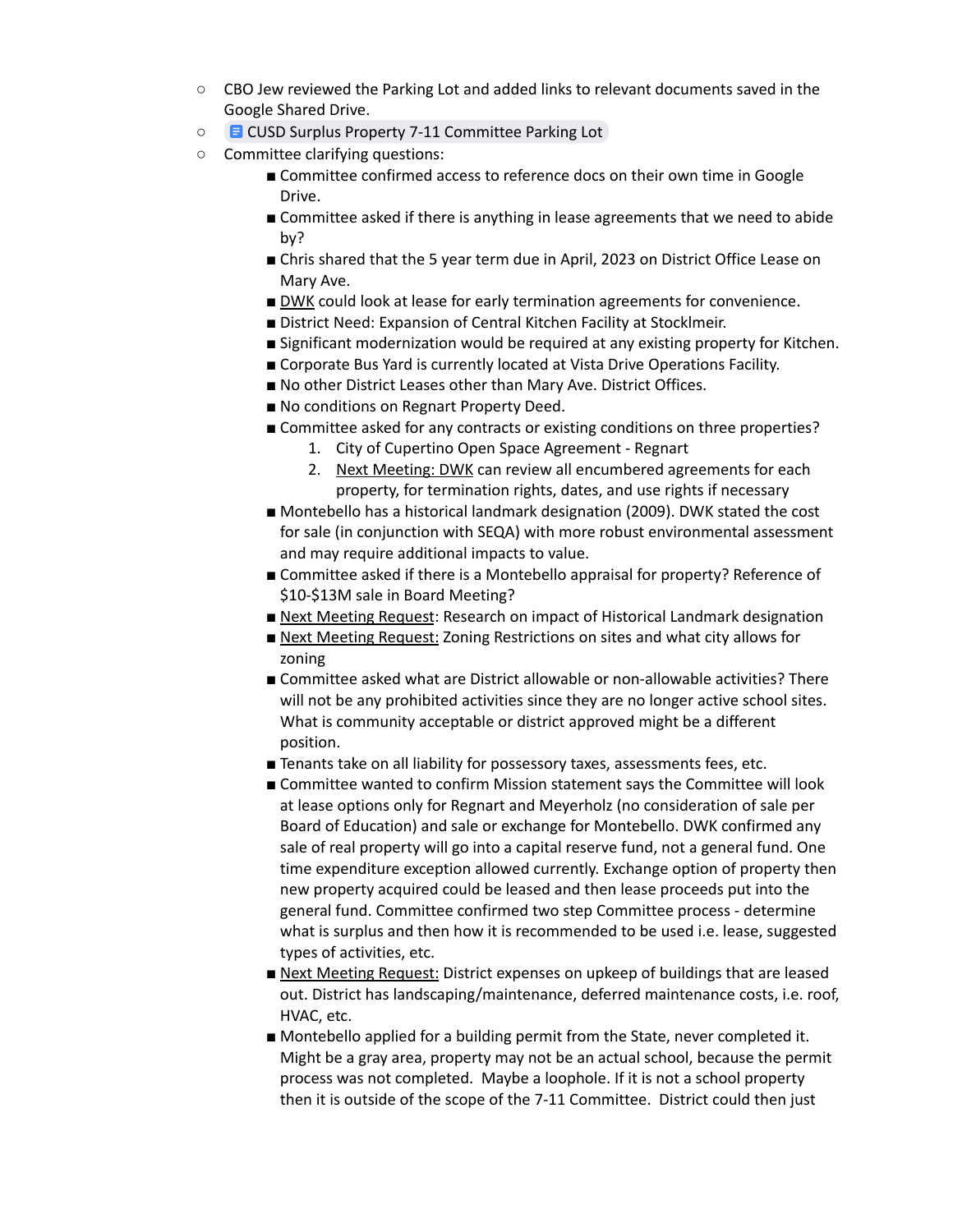- CBO Jew reviewed the Parking Lot and added links to relevant documents saved in the Google Shared Drive.
- CUSD Surplus Property 7-11 Committee Parking Lot
- Committee clarifying questions:
  - Committee confirmed access to reference docs on their own time in Google Drive.
  - Committee asked if there is anything in lease agreements that we need to abide by?
  - Chris shared that the 5 year term due in April, 2023 on District Office Lease on Mary Ave.
  - DWK could look at lease for early termination agreements for convenience.
  - District Need: Expansion of Central Kitchen Facility at Stocklmeir.
  - Significant modernization would be required at any existing property for Kitchen.
  - Corporate Bus Yard is currently located at Vista Drive Operations Facility.
  - No other District Leases other than Mary Ave. District Offices.
  - No conditions on Regnart Property Deed.
  - Committee asked for any contracts or existing conditions on three properties?
    1. City of Cupertino Open Space Agreement - Regnart
    2. Next Meeting: DWK can review all encumbered agreements for each property, for termination rights, dates, and use rights if necessary
  - Montebello has a historical landmark designation (2009). DWK stated the cost for sale (in conjunction with SEQA) with more robust environmental assessment and may require additional impacts to value.
  - Committee asked if there is a Montebello appraisal for property? Reference of $10-$13M sale in Board Meeting?
  - Next Meeting Request: Research on impact of Historical Landmark designation
  - Next Meeting Request: Zoning Restrictions on sites and what city allows for zoning
  - Committee asked what are District allowable or non-allowable activities? There will not be any prohibited activities since they are no longer active school sites. What is community acceptable or district approved might be a different position.
  - Tenants take on all liability for possessory taxes, assessments fees, etc.
  - Committee wanted to confirm Mission statement says the Committee will look at lease options only for Regnart and Meyerholz (no consideration of sale per Board of Education) and sale or exchange for Montebello. DWK confirmed any sale of real property will go into a capital reserve fund, not a general fund. One time expenditure exception allowed currently. Exchange option of property then new property acquired could be leased and then lease proceeds put into the general fund. Committee confirmed two step Committee process - determine what is surplus and then how it is recommended to be used i.e. lease, suggested types of activities, etc.
  - Next Meeting Request: District expenses on upkeep of buildings that are leased out. District has landscaping/maintenance, deferred maintenance costs, i.e. roof, HVAC, etc.
  - Montebello applied for a building permit from the State, never completed it. Might be a gray area, property may not be an actual school, because the permit process was not completed. Maybe a loophole. If it is not a school property then it is outside of the scope of the 7-11 Committee. District could then just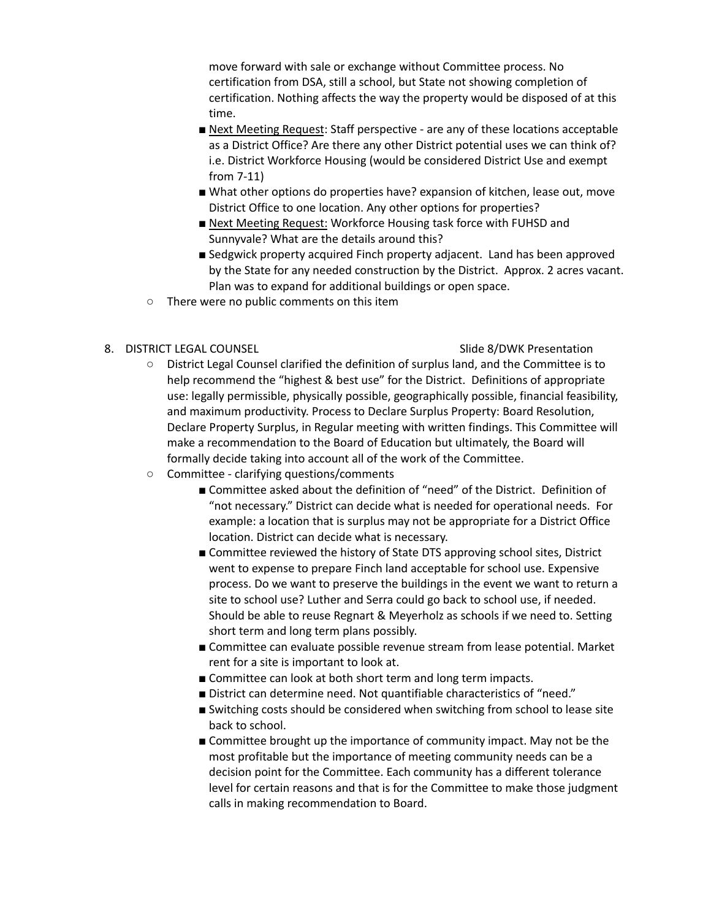move forward with sale or exchange without Committee process. No certification from DSA, still a school, but State not showing completion of certification. Nothing affects the way the property would be disposed of at this time.

        - Next Meeting Request: Staff perspective - are any of these locations acceptable as a District Office? Are there any other District potential uses we can think of? i.e. District Workforce Housing (would be considered District Use and exempt from 7-11)
        - What other options do properties have? expansion of kitchen, lease out, move District Office to one location. Any other options for properties?
        - Next Meeting Request: Workforce Housing task force with FUHSD and Sunnyvale? What are the details around this?
        - Sedgwick property acquired Finch property adjacent. Land has been approved by the State for any needed construction by the District. Approx. 2 acres vacant. Plan was to expand for additional buildings or open space.
    - There were no public comments on this item

8. DISTRICT LEGAL COUNSEL — Slide 8/DWK Presentation
    - District Legal Counsel clarified the definition of surplus land, and the Committee is to help recommend the "highest & best use" for the District. Definitions of appropriate use: legally permissible, physically possible, geographically possible, financial feasibility, and maximum productivity. Process to Declare Surplus Property: Board Resolution, Declare Property Surplus, in Regular meeting with written findings. This Committee will make a recommendation to the Board of Education but ultimately, the Board will formally decide taking into account all of the work of the Committee.
    - Committee - clarifying questions/comments
        - Committee asked about the definition of "need" of the District. Definition of "not necessary." District can decide what is needed for operational needs. For example: a location that is surplus may not be appropriate for a District Office location. District can decide what is necessary.
        - Committee reviewed the history of State DTS approving school sites, District went to expense to prepare Finch land acceptable for school use. Expensive process. Do we want to preserve the buildings in the event we want to return a site to school use? Luther and Serra could go back to school use, if needed. Should be able to reuse Regnart & Meyerholz as schools if we need to. Setting short term and long term plans possibly.
        - Committee can evaluate possible revenue stream from lease potential. Market rent for a site is important to look at.
        - Committee can look at both short term and long term impacts.
        - District can determine need. Not quantifiable characteristics of "need."
        - Switching costs should be considered when switching from school to lease site back to school.
        - Committee brought up the importance of community impact. May not be the most profitable but the importance of meeting community needs can be a decision point for the Committee. Each community has a different tolerance level for certain reasons and that is for the Committee to make those judgment calls in making recommendation to Board.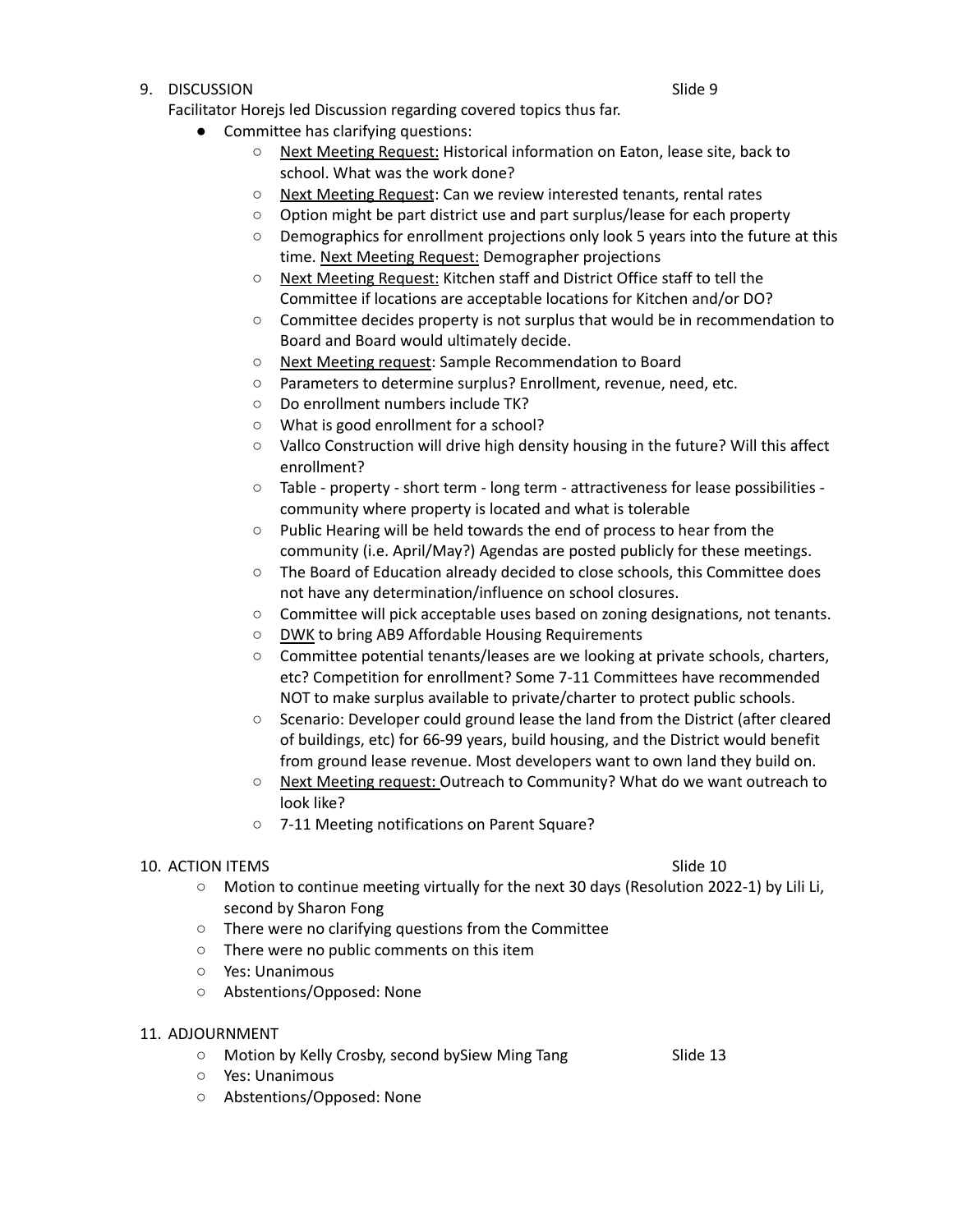9. DISCUSSION Slide 9

Facilitator Horejs led Discussion regarding covered topics thus far.

- Committee has clarifying questions:
    - Next Meeting Request: Historical information on Eaton, lease site, back to school. What was the work done?
    - Next Meeting Request: Can we review interested tenants, rental rates
    - Option might be part district use and part surplus/lease for each property
    - Demographics for enrollment projections only look 5 years into the future at this time. Next Meeting Request: Demographer projections
    - Next Meeting Request: Kitchen staff and District Office staff to tell the Committee if locations are acceptable locations for Kitchen and/or DO?
    - Committee decides property is not surplus that would be in recommendation to Board and Board would ultimately decide.
    - Next Meeting request: Sample Recommendation to Board
    - Parameters to determine surplus? Enrollment, revenue, need, etc.
    - Do enrollment numbers include TK?
    - What is good enrollment for a school?
    - Vallco Construction will drive high density housing in the future? Will this affect enrollment?
    - Table - property - short term - long term - attractiveness for lease possibilities - community where property is located and what is tolerable
    - Public Hearing will be held towards the end of process to hear from the community (i.e. April/May?) Agendas are posted publicly for these meetings.
    - The Board of Education already decided to close schools, this Committee does not have any determination/influence on school closures.
    - Committee will pick acceptable uses based on zoning designations, not tenants.
    - DWK to bring AB9 Affordable Housing Requirements
    - Committee potential tenants/leases are we looking at private schools, charters, etc? Competition for enrollment? Some 7-11 Committees have recommended NOT to make surplus available to private/charter to protect public schools.
    - Scenario: Developer could ground lease the land from the District (after cleared of buildings, etc) for 66-99 years, build housing, and the District would benefit from ground lease revenue. Most developers want to own land they build on.
    - Next Meeting request: Outreach to Community? What do we want outreach to look like?
    - 7-11 Meeting notifications on Parent Square?

10. ACTION ITEMS Slide 10

- Motion to continue meeting virtually for the next 30 days (Resolution 2022-1) by Lili Li, second by Sharon Fong
- There were no clarifying questions from the Committee
- There were no public comments on this item
- Yes: Unanimous
- Abstentions/Opposed: None

11. ADJOURNMENT

- Motion by Kelly Crosby, second bySiew Ming Tang Slide 13
- Yes: Unanimous
- Abstentions/Opposed: None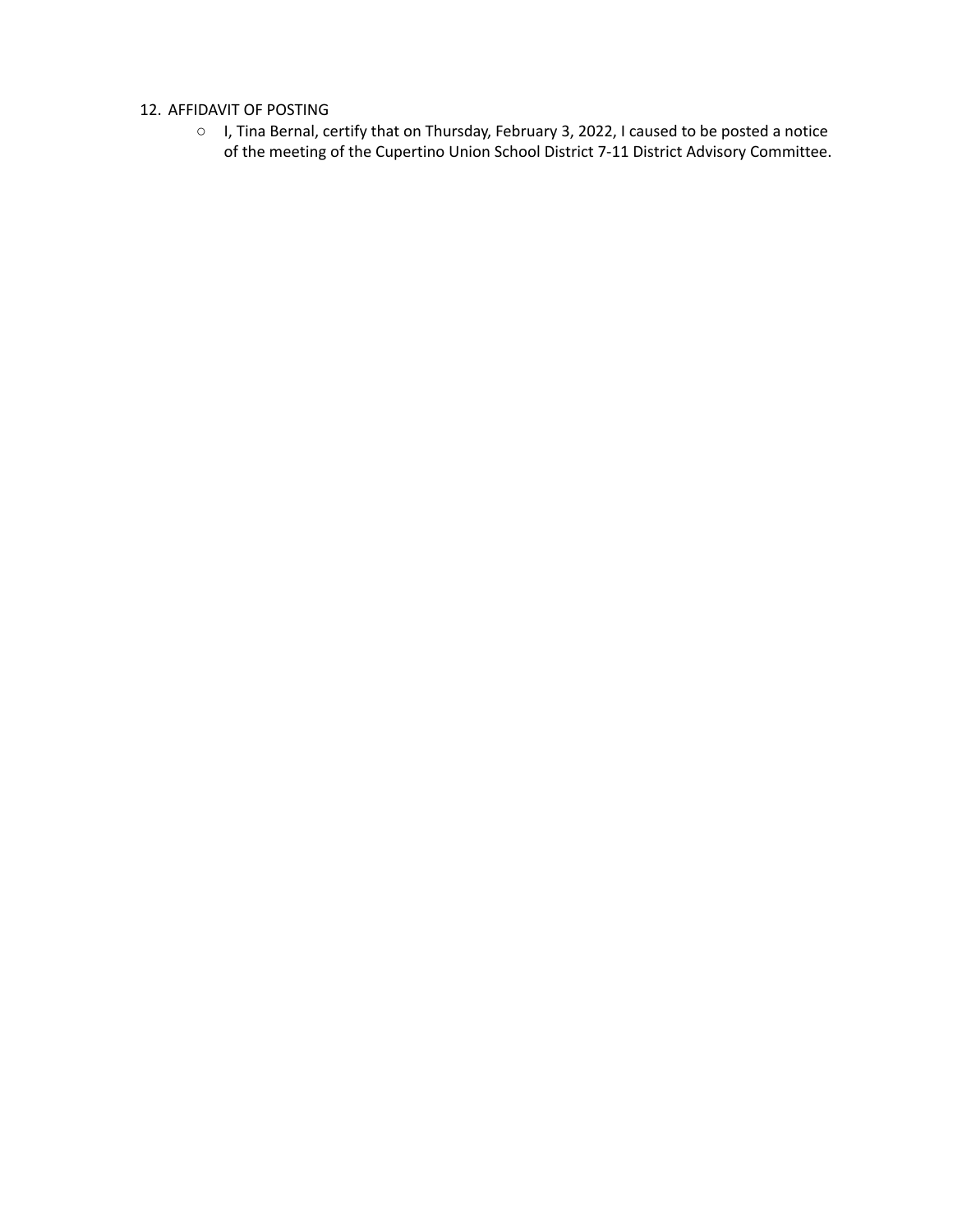12. AFFIDAVIT OF POSTING
    - I, Tina Bernal, certify that on Thursday, February 3, 2022, I caused to be posted a notice of the meeting of the Cupertino Union School District 7-11 District Advisory Committee.